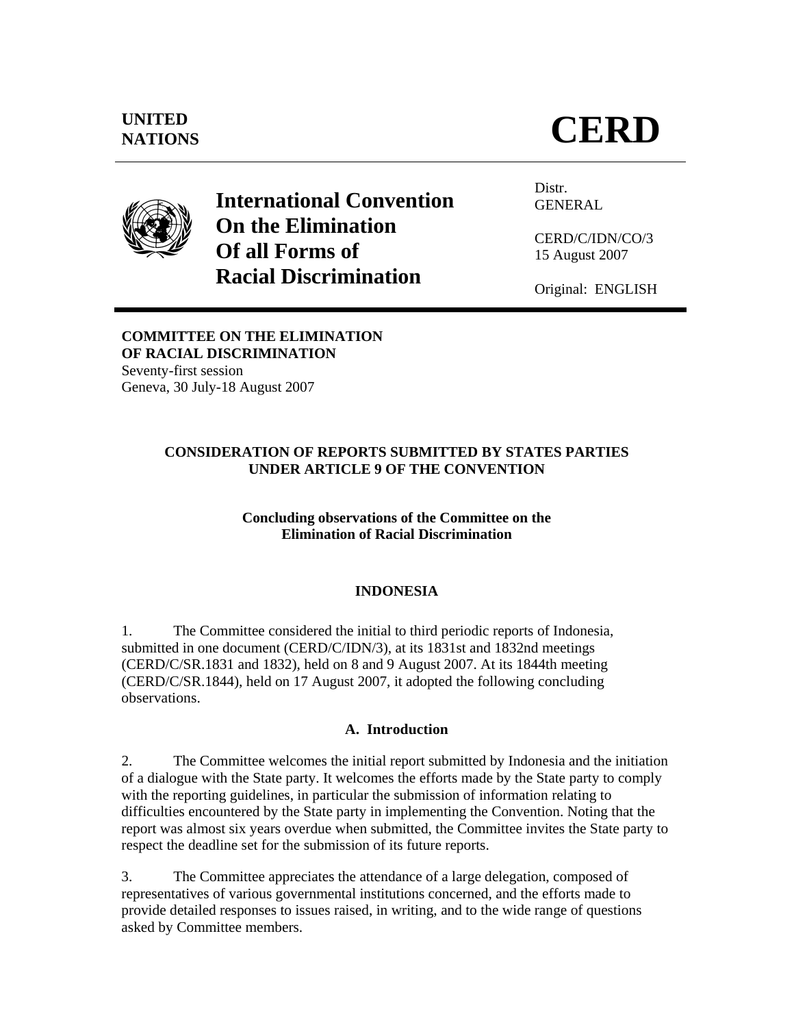UNITED NATIONS

# CERD

## International Convention On the Elimination Of all Forms of Racial Discrimination

Distr.
GENERAL

CERD/C/IDN/CO/3
15 August 2007

Original: ENGLISH

**COMMITTEE ON THE ELIMINATION OF RACIAL DISCRIMINATION**
Seventy-first session
Geneva, 30 July-18 August 2007

### CONSIDERATION OF REPORTS SUBMITTED BY STATES PARTIES UNDER ARTICLE 9 OF THE CONVENTION

**Concluding observations of the Committee on the Elimination of Racial Discrimination**

### INDONESIA

1. The Committee considered the initial to third periodic reports of Indonesia, submitted in one document (CERD/C/IDN/3), at its 1831st and 1832nd meetings (CERD/C/SR.1831 and 1832), held on 8 and 9 August 2007. At its 1844th meeting (CERD/C/SR.1844), held on 17 August 2007, it adopted the following concluding observations.

#### A. Introduction

2. The Committee welcomes the initial report submitted by Indonesia and the initiation of a dialogue with the State party. It welcomes the efforts made by the State party to comply with the reporting guidelines, in particular the submission of information relating to difficulties encountered by the State party in implementing the Convention. Noting that the report was almost six years overdue when submitted, the Committee invites the State party to respect the deadline set for the submission of its future reports.

3. The Committee appreciates the attendance of a large delegation, composed of representatives of various governmental institutions concerned, and the efforts made to provide detailed responses to issues raised, in writing, and to the wide range of questions asked by Committee members.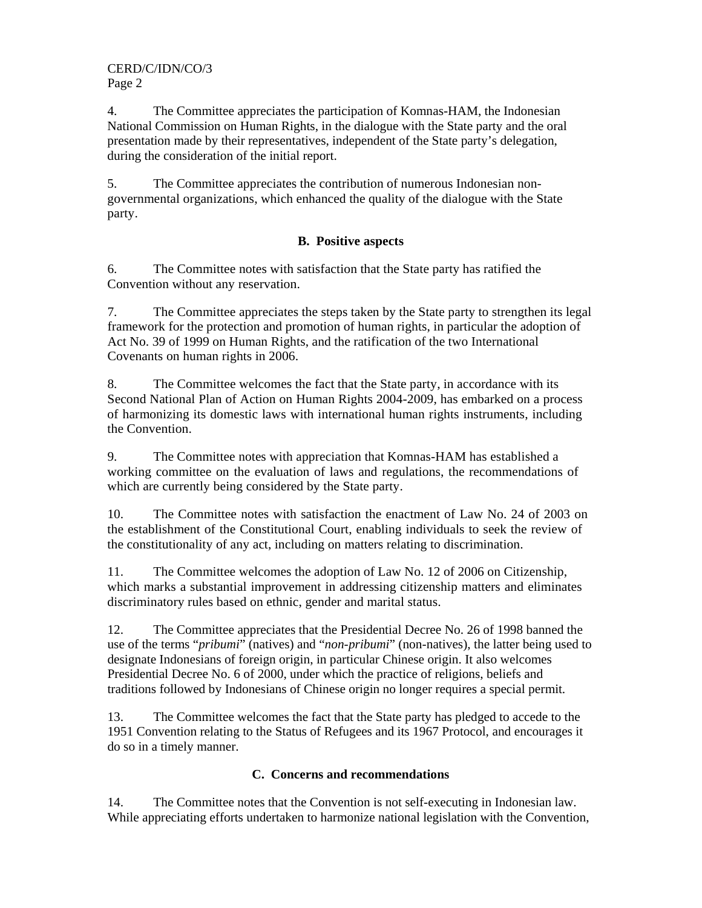4. The Committee appreciates the participation of Komnas-HAM, the Indonesian National Commission on Human Rights, in the dialogue with the State party and the oral presentation made by their representatives, independent of the State party's delegation, during the consideration of the initial report.

5. The Committee appreciates the contribution of numerous Indonesian non-governmental organizations, which enhanced the quality of the dialogue with the State party.

## B. Positive aspects

6. The Committee notes with satisfaction that the State party has ratified the Convention without any reservation.

7. The Committee appreciates the steps taken by the State party to strengthen its legal framework for the protection and promotion of human rights, in particular the adoption of Act No. 39 of 1999 on Human Rights, and the ratification of the two International Covenants on human rights in 2006.

8. The Committee welcomes the fact that the State party, in accordance with its Second National Plan of Action on Human Rights 2004-2009, has embarked on a process of harmonizing its domestic laws with international human rights instruments, including the Convention.

9. The Committee notes with appreciation that Komnas-HAM has established a working committee on the evaluation of laws and regulations, the recommendations of which are currently being considered by the State party.

10. The Committee notes with satisfaction the enactment of Law No. 24 of 2003 on the establishment of the Constitutional Court, enabling individuals to seek the review of the constitutionality of any act, including on matters relating to discrimination.

11. The Committee welcomes the adoption of Law No. 12 of 2006 on Citizenship, which marks a substantial improvement in addressing citizenship matters and eliminates discriminatory rules based on ethnic, gender and marital status.

12. The Committee appreciates that the Presidential Decree No. 26 of 1998 banned the use of the terms "*pribumi*" (natives) and "*non-pribumi*" (non-natives), the latter being used to designate Indonesians of foreign origin, in particular Chinese origin. It also welcomes Presidential Decree No. 6 of 2000, under which the practice of religions, beliefs and traditions followed by Indonesians of Chinese origin no longer requires a special permit.

13. The Committee welcomes the fact that the State party has pledged to accede to the 1951 Convention relating to the Status of Refugees and its 1967 Protocol, and encourages it do so in a timely manner.

## C. Concerns and recommendations

14. The Committee notes that the Convention is not self-executing in Indonesian law. While appreciating efforts undertaken to harmonize national legislation with the Convention,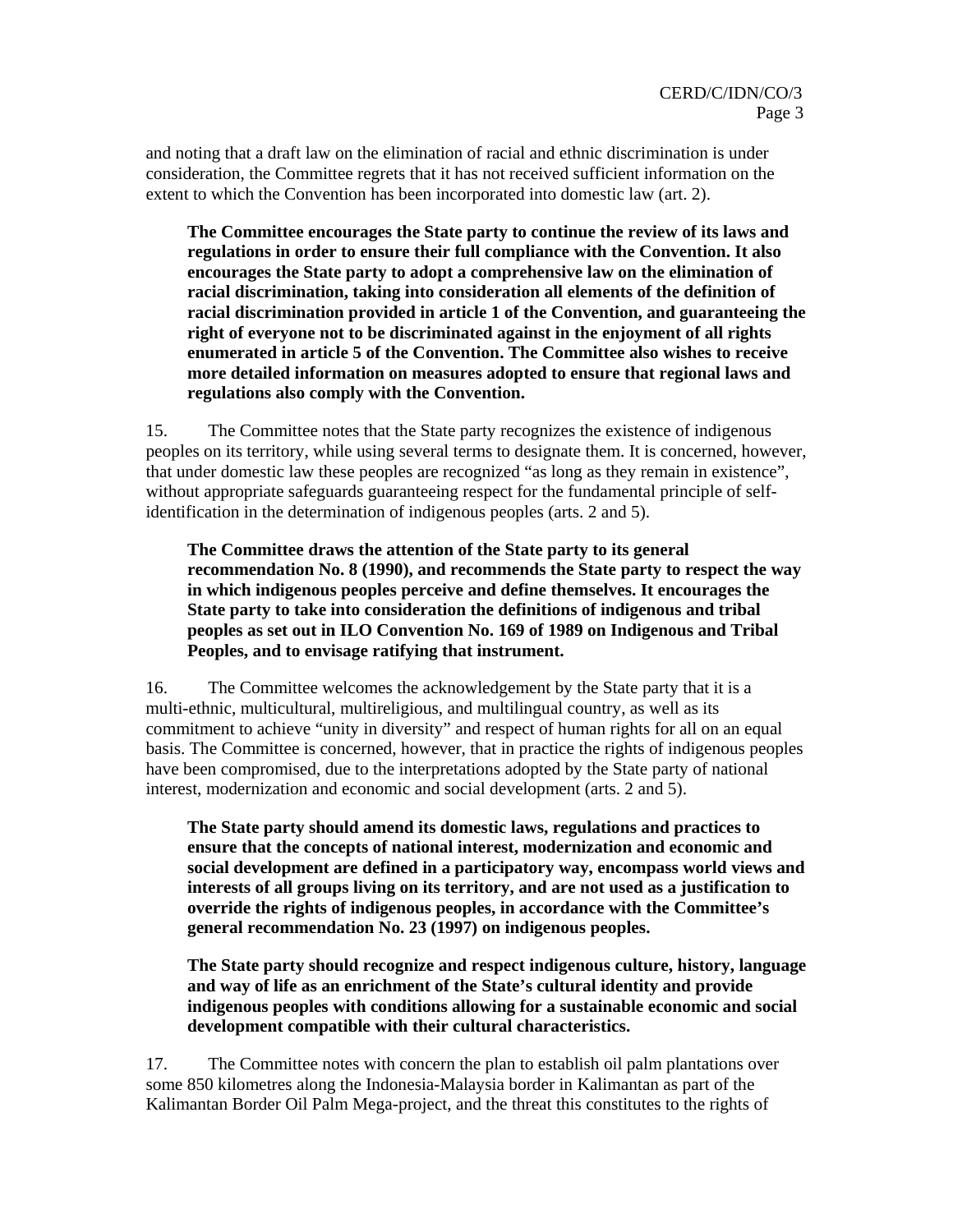and noting that a draft law on the elimination of racial and ethnic discrimination is under consideration, the Committee regrets that it has not received sufficient information on the extent to which the Convention has been incorporated into domestic law (art. 2).

**The Committee encourages the State party to continue the review of its laws and regulations in order to ensure their full compliance with the Convention. It also encourages the State party to adopt a comprehensive law on the elimination of racial discrimination, taking into consideration all elements of the definition of racial discrimination provided in article 1 of the Convention, and guaranteeing the right of everyone not to be discriminated against in the enjoyment of all rights enumerated in article 5 of the Convention. The Committee also wishes to receive more detailed information on measures adopted to ensure that regional laws and regulations also comply with the Convention.**

15. The Committee notes that the State party recognizes the existence of indigenous peoples on its territory, while using several terms to designate them. It is concerned, however, that under domestic law these peoples are recognized "as long as they remain in existence", without appropriate safeguards guaranteeing respect for the fundamental principle of self-identification in the determination of indigenous peoples (arts. 2 and 5).

**The Committee draws the attention of the State party to its general recommendation No. 8 (1990), and recommends the State party to respect the way in which indigenous peoples perceive and define themselves. It encourages the State party to take into consideration the definitions of indigenous and tribal peoples as set out in ILO Convention No. 169 of 1989 on Indigenous and Tribal Peoples, and to envisage ratifying that instrument.**

16. The Committee welcomes the acknowledgement by the State party that it is a multi-ethnic, multicultural, multireligious, and multilingual country, as well as its commitment to achieve "unity in diversity" and respect of human rights for all on an equal basis. The Committee is concerned, however, that in practice the rights of indigenous peoples have been compromised, due to the interpretations adopted by the State party of national interest, modernization and economic and social development (arts. 2 and 5).

**The State party should amend its domestic laws, regulations and practices to ensure that the concepts of national interest, modernization and economic and social development are defined in a participatory way, encompass world views and interests of all groups living on its territory, and are not used as a justification to override the rights of indigenous peoples, in accordance with the Committee's general recommendation No. 23 (1997) on indigenous peoples.**

**The State party should recognize and respect indigenous culture, history, language and way of life as an enrichment of the State's cultural identity and provide indigenous peoples with conditions allowing for a sustainable economic and social development compatible with their cultural characteristics.**

17. The Committee notes with concern the plan to establish oil palm plantations over some 850 kilometres along the Indonesia-Malaysia border in Kalimantan as part of the Kalimantan Border Oil Palm Mega-project, and the threat this constitutes to the rights of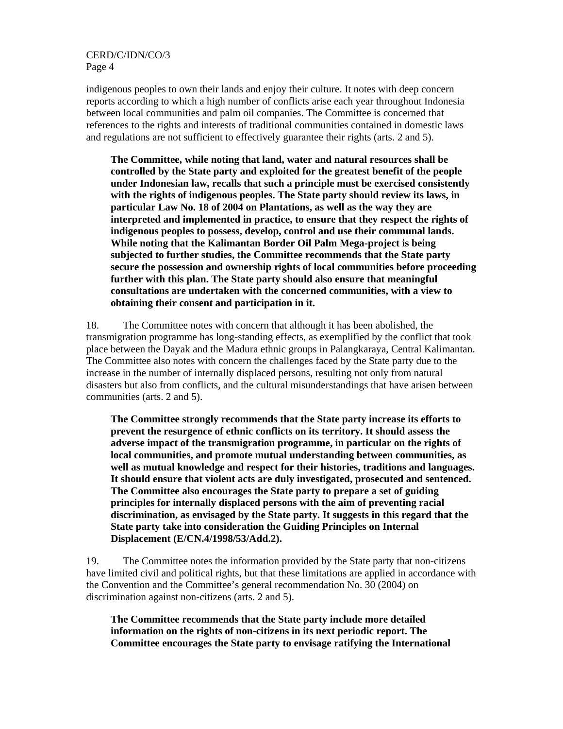indigenous peoples to own their lands and enjoy their culture. It notes with deep concern reports according to which a high number of conflicts arise each year throughout Indonesia between local communities and palm oil companies. The Committee is concerned that references to the rights and interests of traditional communities contained in domestic laws and regulations are not sufficient to effectively guarantee their rights (arts. 2 and 5).

**The Committee, while noting that land, water and natural resources shall be controlled by the State party and exploited for the greatest benefit of the people under Indonesian law, recalls that such a principle must be exercised consistently with the rights of indigenous peoples. The State party should review its laws, in particular Law No. 18 of 2004 on Plantations, as well as the way they are interpreted and implemented in practice, to ensure that they respect the rights of indigenous peoples to possess, develop, control and use their communal lands. While noting that the Kalimantan Border Oil Palm Mega-project is being subjected to further studies, the Committee recommends that the State party secure the possession and ownership rights of local communities before proceeding further with this plan. The State party should also ensure that meaningful consultations are undertaken with the concerned communities, with a view to obtaining their consent and participation in it.**

18. The Committee notes with concern that although it has been abolished, the transmigration programme has long-standing effects, as exemplified by the conflict that took place between the Dayak and the Madura ethnic groups in Palangkaraya, Central Kalimantan. The Committee also notes with concern the challenges faced by the State party due to the increase in the number of internally displaced persons, resulting not only from natural disasters but also from conflicts, and the cultural misunderstandings that have arisen between communities (arts. 2 and 5).

**The Committee strongly recommends that the State party increase its efforts to prevent the resurgence of ethnic conflicts on its territory. It should assess the adverse impact of the transmigration programme, in particular on the rights of local communities, and promote mutual understanding between communities, as well as mutual knowledge and respect for their histories, traditions and languages. It should ensure that violent acts are duly investigated, prosecuted and sentenced. The Committee also encourages the State party to prepare a set of guiding principles for internally displaced persons with the aim of preventing racial discrimination, as envisaged by the State party. It suggests in this regard that the State party take into consideration the Guiding Principles on Internal Displacement (E/CN.4/1998/53/Add.2).**

19. The Committee notes the information provided by the State party that non-citizens have limited civil and political rights, but that these limitations are applied in accordance with the Convention and the Committee's general recommendation No. 30 (2004) on discrimination against non-citizens (arts. 2 and 5).

**The Committee recommends that the State party include more detailed information on the rights of non-citizens in its next periodic report. The Committee encourages the State party to envisage ratifying the International**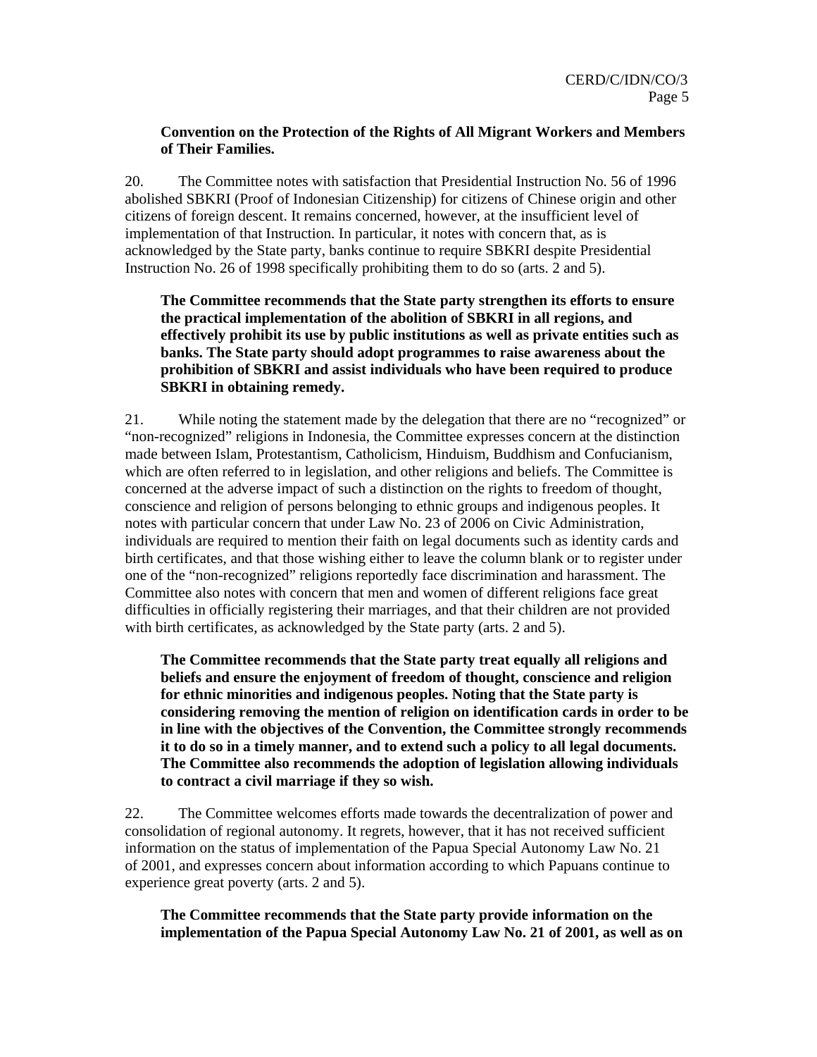**Convention on the Protection of the Rights of All Migrant Workers and Members of Their Families.**

20. The Committee notes with satisfaction that Presidential Instruction No. 56 of 1996 abolished SBKRI (Proof of Indonesian Citizenship) for citizens of Chinese origin and other citizens of foreign descent. It remains concerned, however, at the insufficient level of implementation of that Instruction. In particular, it notes with concern that, as is acknowledged by the State party, banks continue to require SBKRI despite Presidential Instruction No. 26 of 1998 specifically prohibiting them to do so (arts. 2 and 5).

**The Committee recommends that the State party strengthen its efforts to ensure the practical implementation of the abolition of SBKRI in all regions, and effectively prohibit its use by public institutions as well as private entities such as banks. The State party should adopt programmes to raise awareness about the prohibition of SBKRI and assist individuals who have been required to produce SBKRI in obtaining remedy.**

21. While noting the statement made by the delegation that there are no "recognized" or "non-recognized" religions in Indonesia, the Committee expresses concern at the distinction made between Islam, Protestantism, Catholicism, Hinduism, Buddhism and Confucianism, which are often referred to in legislation, and other religions and beliefs. The Committee is concerned at the adverse impact of such a distinction on the rights to freedom of thought, conscience and religion of persons belonging to ethnic groups and indigenous peoples. It notes with particular concern that under Law No. 23 of 2006 on Civic Administration, individuals are required to mention their faith on legal documents such as identity cards and birth certificates, and that those wishing either to leave the column blank or to register under one of the "non-recognized" religions reportedly face discrimination and harassment. The Committee also notes with concern that men and women of different religions face great difficulties in officially registering their marriages, and that their children are not provided with birth certificates, as acknowledged by the State party (arts. 2 and 5).

**The Committee recommends that the State party treat equally all religions and beliefs and ensure the enjoyment of freedom of thought, conscience and religion for ethnic minorities and indigenous peoples. Noting that the State party is considering removing the mention of religion on identification cards in order to be in line with the objectives of the Convention, the Committee strongly recommends it to do so in a timely manner, and to extend such a policy to all legal documents. The Committee also recommends the adoption of legislation allowing individuals to contract a civil marriage if they so wish.**

22. The Committee welcomes efforts made towards the decentralization of power and consolidation of regional autonomy. It regrets, however, that it has not received sufficient information on the status of implementation of the Papua Special Autonomy Law No. 21 of 2001, and expresses concern about information according to which Papuans continue to experience great poverty (arts. 2 and 5).

**The Committee recommends that the State party provide information on the implementation of the Papua Special Autonomy Law No. 21 of 2001, as well as on**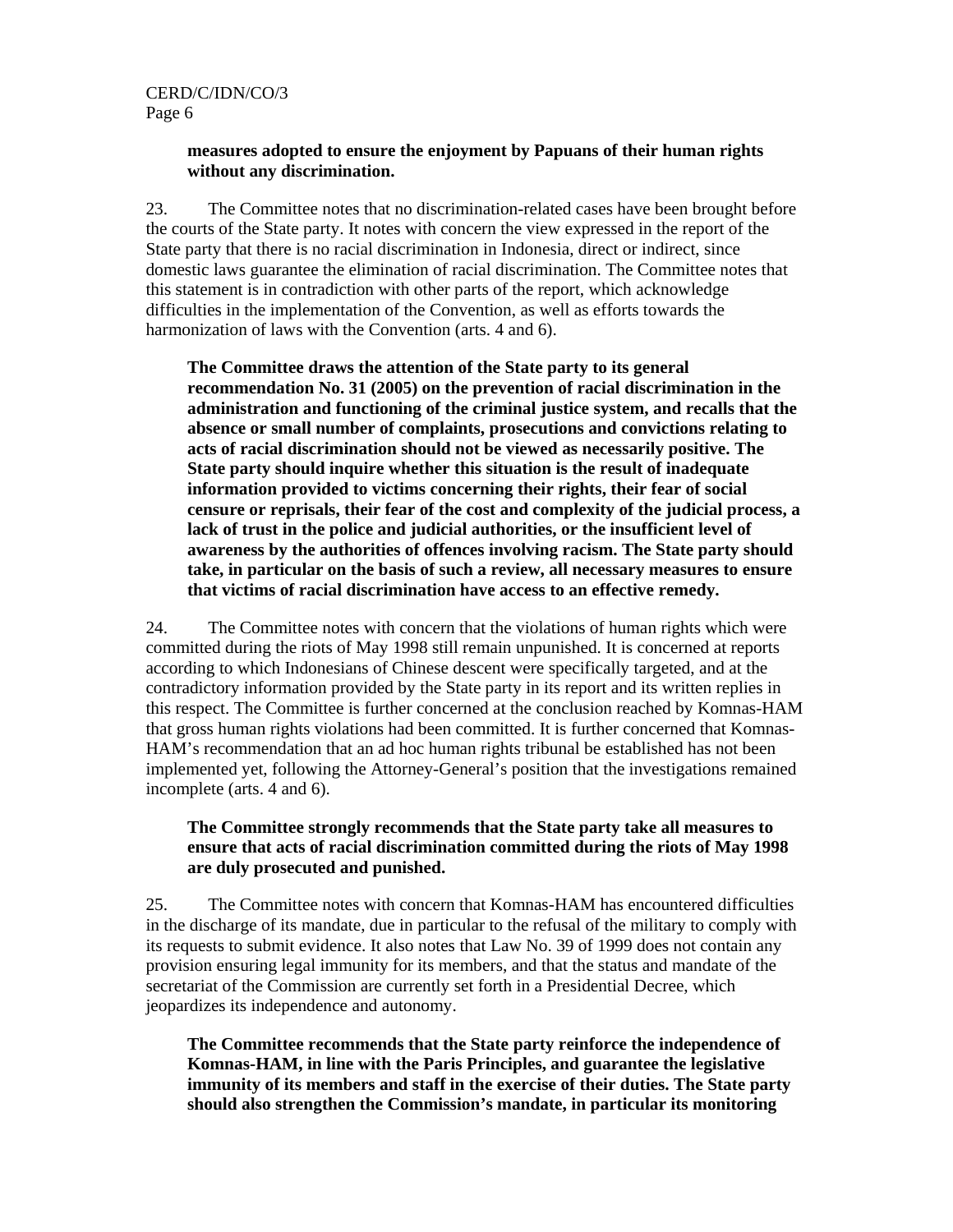**measures adopted to ensure the enjoyment by Papuans of their human rights without any discrimination.**

23. The Committee notes that no discrimination-related cases have been brought before the courts of the State party. It notes with concern the view expressed in the report of the State party that there is no racial discrimination in Indonesia, direct or indirect, since domestic laws guarantee the elimination of racial discrimination. The Committee notes that this statement is in contradiction with other parts of the report, which acknowledge difficulties in the implementation of the Convention, as well as efforts towards the harmonization of laws with the Convention (arts. 4 and 6).

**The Committee draws the attention of the State party to its general recommendation No. 31 (2005) on the prevention of racial discrimination in the administration and functioning of the criminal justice system, and recalls that the absence or small number of complaints, prosecutions and convictions relating to acts of racial discrimination should not be viewed as necessarily positive. The State party should inquire whether this situation is the result of inadequate information provided to victims concerning their rights, their fear of social censure or reprisals, their fear of the cost and complexity of the judicial process, a lack of trust in the police and judicial authorities, or the insufficient level of awareness by the authorities of offences involving racism. The State party should take, in particular on the basis of such a review, all necessary measures to ensure that victims of racial discrimination have access to an effective remedy.**

24. The Committee notes with concern that the violations of human rights which were committed during the riots of May 1998 still remain unpunished. It is concerned at reports according to which Indonesians of Chinese descent were specifically targeted, and at the contradictory information provided by the State party in its report and its written replies in this respect. The Committee is further concerned at the conclusion reached by Komnas-HAM that gross human rights violations had been committed. It is further concerned that Komnas-HAM's recommendation that an ad hoc human rights tribunal be established has not been implemented yet, following the Attorney-General's position that the investigations remained incomplete (arts. 4 and 6).

**The Committee strongly recommends that the State party take all measures to ensure that acts of racial discrimination committed during the riots of May 1998 are duly prosecuted and punished.**

25. The Committee notes with concern that Komnas-HAM has encountered difficulties in the discharge of its mandate, due in particular to the refusal of the military to comply with its requests to submit evidence. It also notes that Law No. 39 of 1999 does not contain any provision ensuring legal immunity for its members, and that the status and mandate of the secretariat of the Commission are currently set forth in a Presidential Decree, which jeopardizes its independence and autonomy.

**The Committee recommends that the State party reinforce the independence of Komnas-HAM, in line with the Paris Principles, and guarantee the legislative immunity of its members and staff in the exercise of their duties. The State party should also strengthen the Commission's mandate, in particular its monitoring**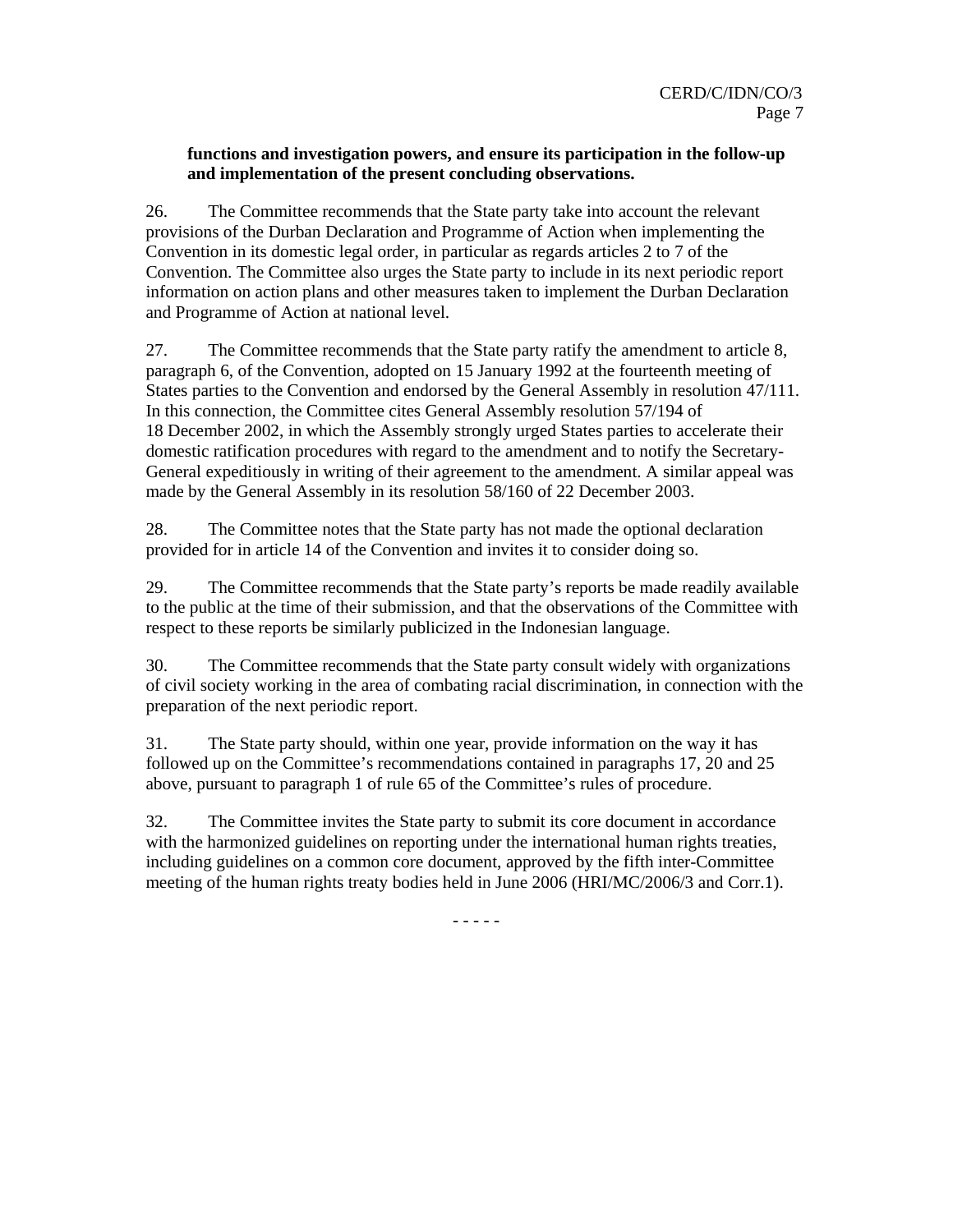**functions and investigation powers, and ensure its participation in the follow-up and implementation of the present concluding observations.**

26. The Committee recommends that the State party take into account the relevant provisions of the Durban Declaration and Programme of Action when implementing the Convention in its domestic legal order, in particular as regards articles 2 to 7 of the Convention. The Committee also urges the State party to include in its next periodic report information on action plans and other measures taken to implement the Durban Declaration and Programme of Action at national level.

27. The Committee recommends that the State party ratify the amendment to article 8, paragraph 6, of the Convention, adopted on 15 January 1992 at the fourteenth meeting of States parties to the Convention and endorsed by the General Assembly in resolution 47/111. In this connection, the Committee cites General Assembly resolution 57/194 of 18 December 2002, in which the Assembly strongly urged States parties to accelerate their domestic ratification procedures with regard to the amendment and to notify the Secretary-General expeditiously in writing of their agreement to the amendment. A similar appeal was made by the General Assembly in its resolution 58/160 of 22 December 2003.

28. The Committee notes that the State party has not made the optional declaration provided for in article 14 of the Convention and invites it to consider doing so.

29. The Committee recommends that the State party's reports be made readily available to the public at the time of their submission, and that the observations of the Committee with respect to these reports be similarly publicized in the Indonesian language.

30. The Committee recommends that the State party consult widely with organizations of civil society working in the area of combating racial discrimination, in connection with the preparation of the next periodic report.

31. The State party should, within one year, provide information on the way it has followed up on the Committee's recommendations contained in paragraphs 17, 20 and 25 above, pursuant to paragraph 1 of rule 65 of the Committee's rules of procedure.

32. The Committee invites the State party to submit its core document in accordance with the harmonized guidelines on reporting under the international human rights treaties, including guidelines on a common core document, approved by the fifth inter-Committee meeting of the human rights treaty bodies held in June 2006 (HRI/MC/2006/3 and Corr.1).

- - - - -